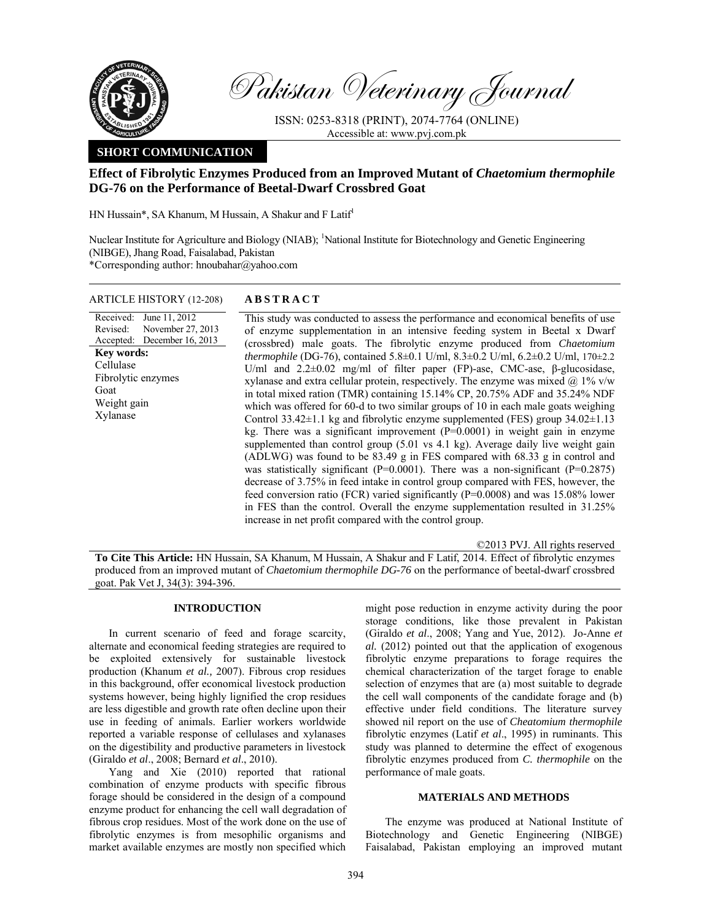# Pakistan Veterinary Journal

ISSN: 0253-8318 (PRINT), 2074-7764 (ONLINE)
Accessible at: www.pvj.com.pk

**SHORT COMMUNICATION**

## Effect of Fibrolytic Enzymes Produced from an Improved Mutant of *Chaetomium thermophile* DG-76 on the Performance of Beetal-Dwarf Crossbred Goat

HN Hussain*, SA Khanum, M Hussain, A Shakur and F Latif[1]

Nuclear Institute for Agriculture and Biology (NIAB); [1]National Institute for Biotechnology and Genetic Engineering (NIBGE), Jhang Road, Faisalabad, Pakistan
*Corresponding author: hnoubahar@yahoo.com

**ARTICLE HISTORY** (12-208)

Received: June 11, 2012
Revised: November 27, 2013
Accepted: December 16, 2013

**Key words:**
Cellulase
Fibrolytic enzymes
Goat
Weight gain
Xylanase

**ABSTRACT**

This study was conducted to assess the performance and economical benefits of use of enzyme supplementation in an intensive feeding system in Beetal x Dwarf (crossbred) male goats. The fibrolytic enzyme produced from *Chaetomium thermophile* (DG-76), contained 5.8±0.1 U/ml, 8.3±0.2 U/ml, 6.2±0.2 U/ml, 170±2.2 U/ml and 2.2±0.02 mg/ml of filter paper (FP)-ase, CMC-ase, β-glucosidase, xylanase and extra cellular protein, respectively. The enzyme was mixed @ 1% v/w in total mixed ration (TMR) containing 15.14% CP, 20.75% ADF and 35.24% NDF which was offered for 60-d to two similar groups of 10 in each male goats weighing Control 33.42±1.1 kg and fibrolytic enzyme supplemented (FES) group 34.02±1.13 kg. There was a significant improvement (P=0.0001) in weight gain in enzyme supplemented than control group (5.01 vs 4.1 kg). Average daily live weight gain (ADLWG) was found to be 83.49 g in FES compared with 68.33 g in control and was statistically significant (P=0.0001). There was a non-significant (P=0.2875) decrease of 3.75% in feed intake in control group compared with FES, however, the feed conversion ratio (FCR) varied significantly (P=0.0008) and was 15.08% lower in FES than the control. Overall the enzyme supplementation resulted in 31.25% increase in net profit compared with the control group.

©2013 PVJ. All rights reserved

**To Cite This Article:** HN Hussain, SA Khanum, M Hussain, A Shakur and F Latif, 2014. Effect of fibrolytic enzymes produced from an improved mutant of *Chaetomium thermophile DG-76* on the performance of beetal-dwarf crossbred goat. Pak Vet J, 34(3): 394-396.

## INTRODUCTION

In current scenario of feed and forage scarcity, alternate and economical feeding strategies are required to be exploited extensively for sustainable livestock production (Khanum *et al.,* 2007). Fibrous crop residues in this background, offer economical livestock production systems however, being highly lignified the crop residues are less digestible and growth rate often decline upon their use in feeding of animals. Earlier workers worldwide reported a variable response of cellulases and xylanases on the digestibility and productive parameters in livestock (Giraldo *et al*., 2008; Bernard *et al*., 2010).

Yang and Xie (2010) reported that rational combination of enzyme products with specific fibrous forage should be considered in the design of a compound enzyme product for enhancing the cell wall degradation of fibrous crop residues. Most of the work done on the use of fibrolytic enzymes is from mesophilic organisms and market available enzymes are mostly non specified which might pose reduction in enzyme activity during the poor storage conditions, like those prevalent in Pakistan (Giraldo *et al*., 2008; Yang and Yue, 2012). Jo-Anne *et al.* (2012) pointed out that the application of exogenous fibrolytic enzyme preparations to forage requires the chemical characterization of the target forage to enable selection of enzymes that are (a) most suitable to degrade the cell wall components of the candidate forage and (b) effective under field conditions. The literature survey showed nil report on the use of *Cheatomium thermophile* fibrolytic enzymes (Latif *et al*., 1995) in ruminants. This study was planned to determine the effect of exogenous fibrolytic enzymes produced from *C. thermophile* on the performance of male goats.

## MATERIALS AND METHODS

The enzyme was produced at National Institute of Biotechnology and Genetic Engineering (NIBGE) Faisalabad, Pakistan employing an improved mutant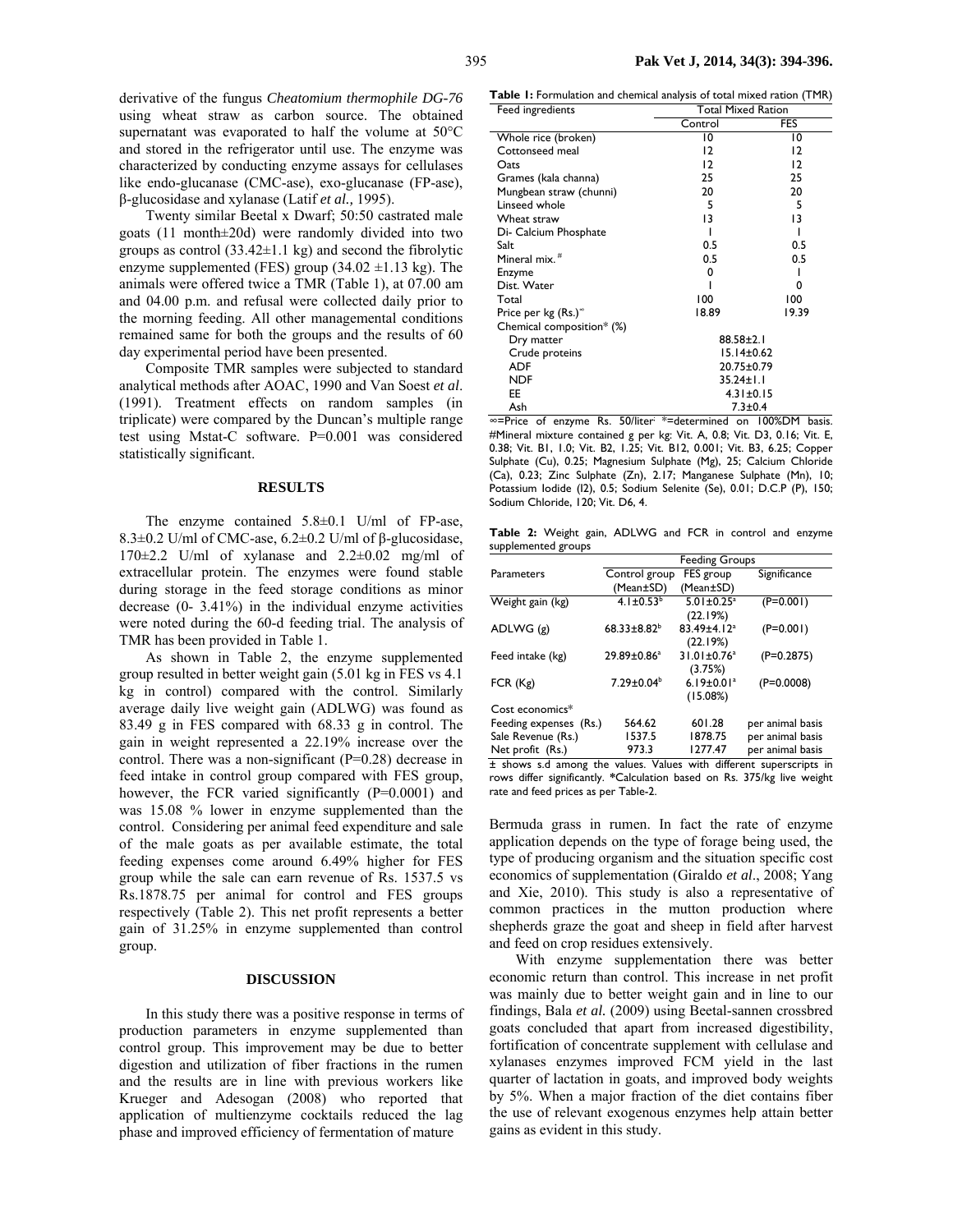derivative of the fungus *Cheatomium thermophile DG-76* using wheat straw as carbon source. The obtained supernatant was evaporated to half the volume at 50°C and stored in the refrigerator until use. The enzyme was characterized by conducting enzyme assays for cellulases like endo-glucanase (CMC-ase), exo-glucanase (FP-ase), β-glucosidase and xylanase (Latif *et al.,* 1995).

Twenty similar Beetal x Dwarf; 50:50 castrated male goats (11 month±20d) were randomly divided into two groups as control (33.42±1.1 kg) and second the fibrolytic enzyme supplemented (FES) group (34.02 ±1.13 kg). The animals were offered twice a TMR (Table 1), at 07.00 am and 04.00 p.m. and refusal were collected daily prior to the morning feeding. All other managemental conditions remained same for both the groups and the results of 60 day experimental period have been presented.

Composite TMR samples were subjected to standard analytical methods after AOAC, 1990 and Van Soest *et al*. (1991). Treatment effects on random samples (in triplicate) were compared by the Duncan's multiple range test using Mstat-C software. P=0.001 was considered statistically significant.

## RESULTS

The enzyme contained 5.8±0.1 U/ml of FP-ase, 8.3±0.2 U/ml of CMC-ase, 6.2±0.2 U/ml of β-glucosidase, 170±2.2 U/ml of xylanase and 2.2±0.02 mg/ml of extracellular protein. The enzymes were found stable during storage in the feed storage conditions as minor decrease (0- 3.41%) in the individual enzyme activities were noted during the 60-d feeding trial. The analysis of TMR has been provided in Table 1.

As shown in Table 2, the enzyme supplemented group resulted in better weight gain (5.01 kg in FES vs 4.1 kg in control) compared with the control. Similarly average daily live weight gain (ADLWG) was found as 83.49 g in FES compared with 68.33 g in control. The gain in weight represented a 22.19% increase over the control. There was a non-significant (P=0.28) decrease in feed intake in control group compared with FES group, however, the FCR varied significantly (P=0.0001) and was 15.08 % lower in enzyme supplemented than the control. Considering per animal feed expenditure and sale of the male goats as per available estimate, the total feeding expenses come around 6.49% higher for FES group while the sale can earn revenue of Rs. 1537.5 vs Rs.1878.75 per animal for control and FES groups respectively (Table 2). This net profit represents a better gain of 31.25% in enzyme supplemented than control group.

## DISCUSSION

In this study there was a positive response in terms of production parameters in enzyme supplemented than control group. This improvement may be due to better digestion and utilization of fiber fractions in the rumen and the results are in line with previous workers like Krueger and Adesogan (2008) who reported that application of multienzyme cocktails reduced the lag phase and improved efficiency of fermentation of mature Bermuda grass in rumen. In fact the rate of enzyme application depends on the type of forage being used, the type of producing organism and the situation specific cost economics of supplementation (Giraldo *et al*., 2008; Yang and Xie, 2010). This study is also a representative of common practices in the mutton production where shepherds graze the goat and sheep in field after harvest and feed on crop residues extensively.

With enzyme supplementation there was better economic return than control. This increase in net profit was mainly due to better weight gain and in line to our findings, Bala *et al.* (2009) using Beetal-sannen crossbred goats concluded that apart from increased digestibility, fortification of concentrate supplement with cellulase and xylanases enzymes improved FCM yield in the last quarter of lactation in goats, and improved body weights by 5%. When a major fraction of the diet contains fiber the use of relevant exogenous enzymes help attain better gains as evident in this study.

**Table 1:** Formulation and chemical analysis of total mixed ration (TMR)

| Feed ingredients | Total Mixed Ration | |
|---|---|---|
| | Control | FES |
| Whole rice (broken) | 10 | 10 |
| Cottonseed meal | 12 | 12 |
| Oats | 12 | 12 |
| Grames (kala channa) | 25 | 25 |
| Mungbean straw (chunni) | 20 | 20 |
| Linseed whole | 5 | 5 |
| Wheat straw | 13 | 13 |
| Di- Calcium Phosphate | 1 | 1 |
| Salt | 0.5 | 0.5 |
| Mineral mix.# | 0.5 | 0.5 |
| Enzyme | 0 | 1 |
| Dist. Water | 1 | 0 |
| Total | 100 | 100 |
| Price per kg (Rs.)∞ | 18.89 | 19.39 |
| Chemical composition* (%) | | |
| Dry matter | 88.58±2.1 | |
| Crude proteins | 15.14±0.62 | |
| ADF | 20.75±0.79 | |
| NDF | 35.24±1.1 | |
| EE | 4.31±0.15 | |
| Ash | 7.3±0.4 | |

∞=Price of enzyme Rs. 50/liter; *=determined on 100%DM basis. #Mineral mixture contained g per kg: Vit. A, 0.8; Vit. D3, 0.16; Vit. E, 0.38; Vit. B1, 1.0; Vit. B2, 1.25; Vit. B12, 0.001; Vit. B3, 6.25; Copper Sulphate (Cu), 0.25; Magnesium Sulphate (Mg), 25; Calcium Chloride (Ca), 0.23; Zinc Sulphate (Zn), 2.17; Manganese Sulphate (Mn), 10; Potassium Iodide (I2), 0.5; Sodium Selenite (Se), 0.01; D.C.P (P), 150; Sodium Chloride, 120; Vit. D6, 4.

**Table 2:** Weight gain, ADLWG and FCR in control and enzyme supplemented groups

| Parameters | Feeding Groups | | |
|---|---|---|---|
| | Control group (Mean±SD) | FES group (Mean±SD) | Significance |
| Weight gain (kg) | 4.1±0.53[b] | 5.01±0.25[a] (22.19%) | (P=0.001) |
| ADLWG (g) | 68.33±8.82[b] | 83.49±4.12[a] (22.19%) | (P=0.001) |
| Feed intake (kg) | 29.89±0.86[a] | 31.01±0.76[a] (3.75%) | (P=0.2875) |
| FCR (Kg) | 7.29±0.04[b] | 6.19±0.01[a] (15.08%) | (P=0.0008) |
| Cost economics* | | | |
| Feeding expenses (Rs.) | 564.62 | 601.28 | per animal basis |
| Sale Revenue (Rs.) | 1537.5 | 1878.75 | per animal basis |
| Net profit (Rs.) | 973.3 | 1277.47 | per animal basis |

± shows s.d among the values. Values with different superscripts in rows differ significantly. *Calculation based on Rs. 375/kg live weight rate and feed prices as per Table-2.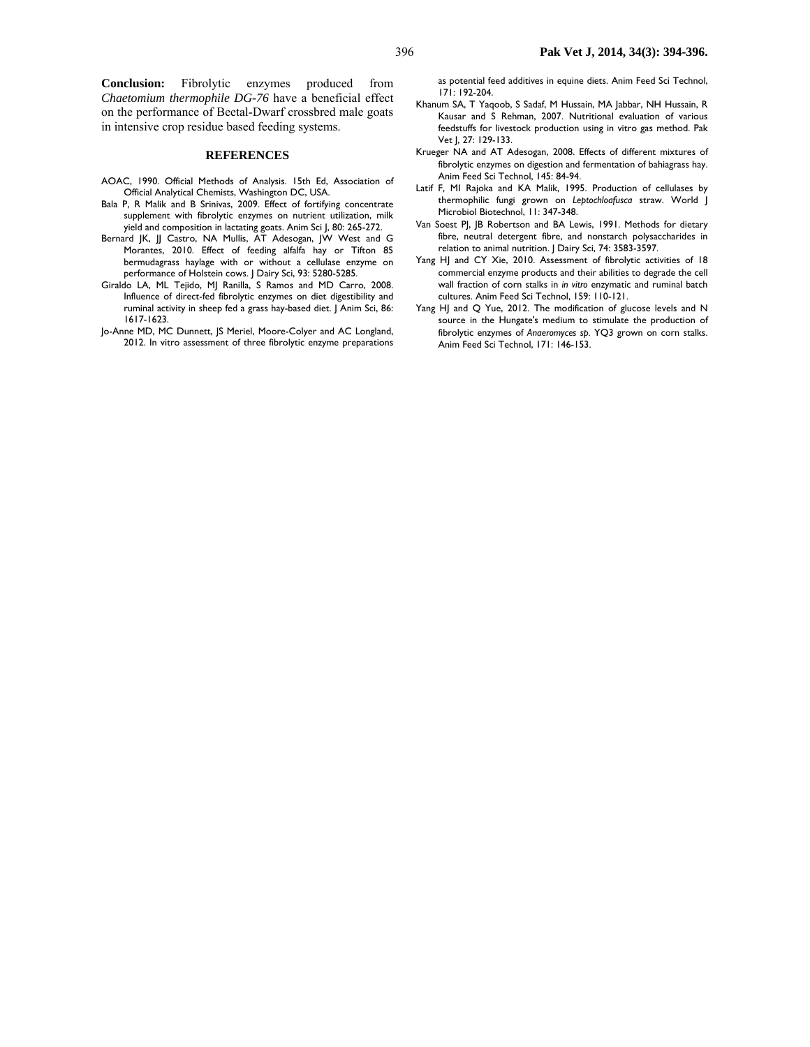**Conclusion:** Fibrolytic enzymes produced from *Chaetomium thermophile DG-76* have a beneficial effect on the performance of Beetal-Dwarf crossbred male goats in intensive crop residue based feeding systems.

## REFERENCES

AOAC, 1990. Official Methods of Analysis. 15th Ed, Association of Official Analytical Chemists, Washington DC, USA.

Bala P, R Malik and B Srinivas, 2009. Effect of fortifying concentrate supplement with fibrolytic enzymes on nutrient utilization, milk yield and composition in lactating goats. Anim Sci J, 80: 265-272.

Bernard JK, JJ Castro, NA Mullis, AT Adesogan, JW West and G Morantes, 2010. Effect of feeding alfalfa hay or Tifton 85 bermudagrass haylage with or without a cellulase enzyme on performance of Holstein cows. J Dairy Sci, 93: 5280-5285.

Giraldo LA, ML Tejido, MJ Ranilla, S Ramos and MD Carro, 2008. Influence of direct-fed fibrolytic enzymes on diet digestibility and ruminal activity in sheep fed a grass hay-based diet. J Anim Sci, 86: 1617-1623.

Jo-Anne MD, MC Dunnett, JS Meriel, Moore-Colyer and AC Longland, 2012. In vitro assessment of three fibrolytic enzyme preparations as potential feed additives in equine diets. Anim Feed Sci Technol, 171: 192-204.

Khanum SA, T Yaqoob, S Sadaf, M Hussain, MA Jabbar, NH Hussain, R Kausar and S Rehman, 2007. Nutritional evaluation of various feedstuffs for livestock production using in vitro gas method. Pak Vet J, 27: 129-133.

Krueger NA and AT Adesogan, 2008. Effects of different mixtures of fibrolytic enzymes on digestion and fermentation of bahiagrass hay. Anim Feed Sci Technol, 145: 84-94.

Latif F, MI Rajoka and KA Malik, 1995. Production of cellulases by thermophilic fungi grown on *Leptochloafusca* straw. World J Microbiol Biotechnol, 11: 347-348.

Van Soest PJ, JB Robertson and BA Lewis, 1991. Methods for dietary fibre, neutral detergent fibre, and nonstarch polysaccharides in relation to animal nutrition. J Dairy Sci, 74: 3583-3597.

Yang HJ and CY Xie, 2010. Assessment of fibrolytic activities of 18 commercial enzyme products and their abilities to degrade the cell wall fraction of corn stalks in *in vitro* enzymatic and ruminal batch cultures. Anim Feed Sci Technol, 159: 110-121.

Yang HJ and Q Yue, 2012. The modification of glucose levels and N source in the Hungate's medium to stimulate the production of fibrolytic enzymes of *Anaeromyces sp*. YQ3 grown on corn stalks. Anim Feed Sci Technol, 171: 146-153.